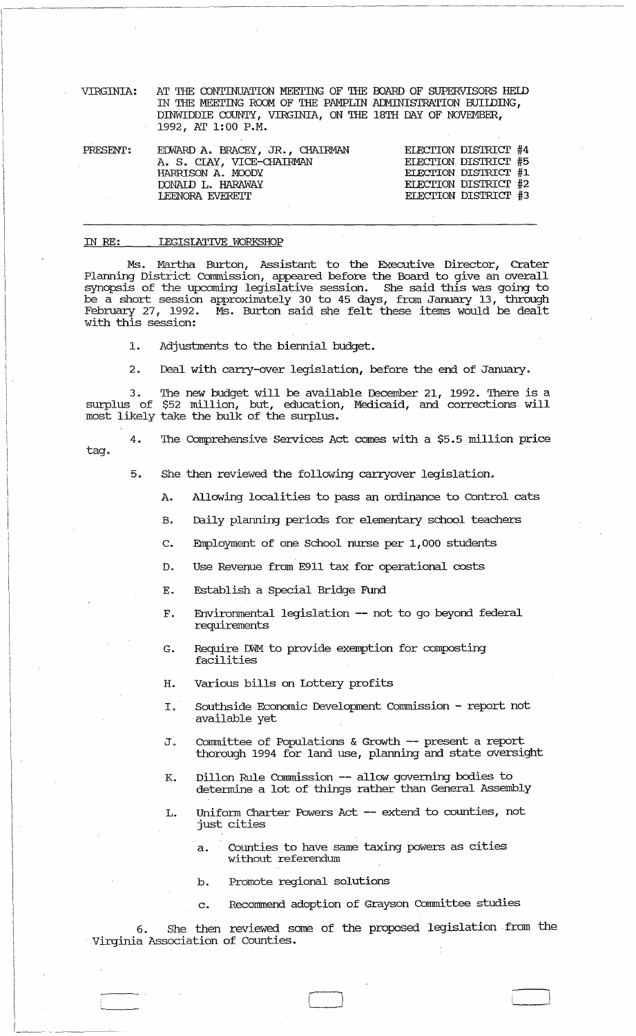VIRGINIA: AT THE CONTINUATION MEETING OF THE BOARD OF SUPERVISORS HELD IN THE MEETING ROOM OF THE PAMPLIN ADMINISTRATION BUILDING, DINWIDDIE COUNTY, VIRGINIA, ON THE 18TH DAY OF NOVEMBER, 1992, AT 1:00 P.M.

| PRESENT: | | |
|---|---|---|
| | EDWARD A. BRACEY, JR., CHAIRMAN | ELECTION DISTRICT #4 |
| | A. S. CLAY, VICE-CHAIRMAN | ELECTION DISTRICT #5 |
| | HARRISON A. MOODY | ELECTION DISTRICT #1 |
| | DONALD L. HARAWAY | ELECTION DISTRICT #2 |
| | LEENORA EVERETT | ELECTION DISTRICT #3 |

---

IN RE: LEGISLATIVE WORKSHOP

Ms. Martha Burton, Assistant to the Executive Director, Crater Planning District Commission, appeared before the Board to give an overall synopsis of the upcoming legislative session. She said this was going to be a short session approximately 30 to 45 days, from January 13, through February 27, 1992. Ms. Burton said she felt these items would be dealt with this session:

1. Adjustments to the biennial budget.

2. Deal with carry-over legislation, before the end of January.

3. The new budget will be available December 21, 1992. There is a surplus of $52 million, but, education, Medicaid, and corrections will most likely take the bulk of the surplus.

4. The Comprehensive Services Act comes with a $5.5 million price tag.

5. She then reviewed the following carryover legislation.

   A. Allowing localities to pass an ordinance to Control cats

   B. Daily planning periods for elementary school teachers

   C. Employment of one School nurse per 1,000 students

   D. Use Revenue from E911 tax for operational costs

   E. Establish a Special Bridge Fund

   F. Environmental legislation -- not to go beyond federal requirements

   G. Require DWM to provide exemption for composting facilities

   H. Various bills on Lottery profits

   I. Southside Economic Development Commission - report not available yet

   J. Committee of Populations & Growth -- present a report thorough 1994 for land use, planning and state oversight

   K. Dillon Rule Commission -- allow governing bodies to determine a lot of things rather than General Assembly

   L. Uniform Charter Powers Act -- extend to counties, not just cities

      a. Counties to have same taxing powers as cities without referendum

      b. Promote regional solutions

      c. Recommend adoption of Grayson Committee studies

6. She then reviewed some of the proposed legislation from the Virginia Association of Counties.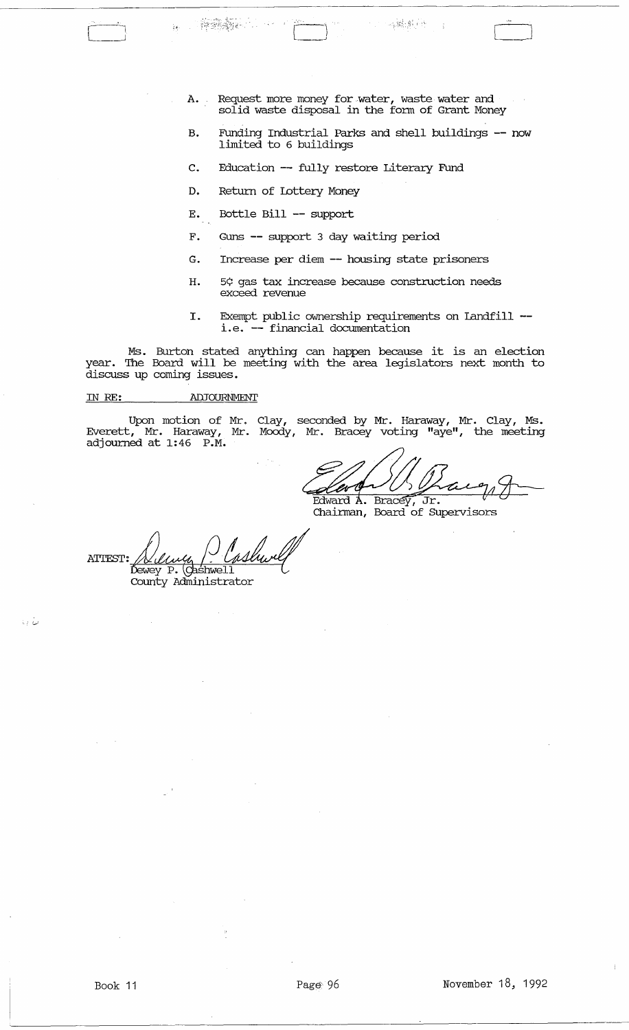A. Request more money for water, waste water and solid waste disposal in the form of Grant Money

B. Funding Industrial Parks and shell buildings -- now limited to 6 buildings

C. Education -- fully restore Literary Fund

D. Return of Lottery Money

E. Bottle Bill -- support

F. Guns -- support 3 day waiting period

G. Increase per diem -- housing state prisoners

H. 5¢ gas tax increase because construction needs exceed revenue

I. Exempt public ownership requirements on Landfill -- i.e. -- financial documentation

Ms. Burton stated anything can happen because it is an election year. The Board will be meeting with the area legislators next month to discuss up coming issues.

IN RE: ADJOURNMENT

Upon motion of Mr. Clay, seconded by Mr. Haraway, Mr. Clay, Ms. Everett, Mr. Haraway, Mr. Moody, Mr. Bracey voting "aye", the meeting adjourned at 1:46 P.M.

Edward A. Bracey, Jr.
Chairman, Board of Supervisors

ATTEST:
Dewey P. Cashwell
County Administrator